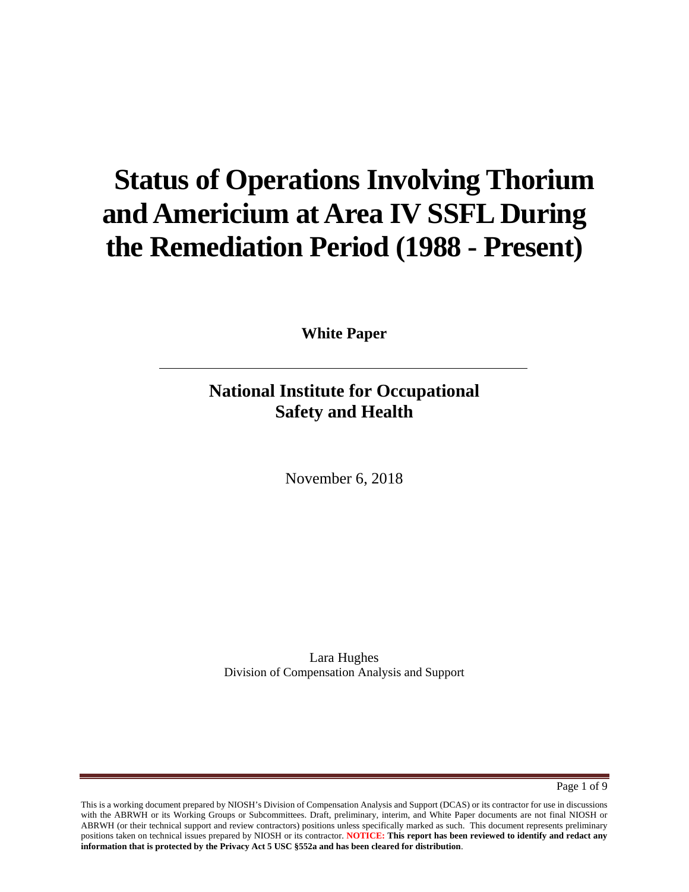# Status of Operations Involving Thorium and Americium at Area IV SSFL During the Remediation Period (1988 - Present)

**White Paper**

---

## National Institute for Occupational Safety and Health

November 6, 2018

Lara Hughes
Division of Compensation Analysis and Support

This is a working document prepared by NIOSH's Division of Compensation Analysis and Support (DCAS) or its contractor for use in discussions with the ABRWH or its Working Groups or Subcommittees. Draft, preliminary, interim, and White Paper documents are not final NIOSH or ABRWH (or their technical support and review contractors) positions unless specifically marked as such. This document represents preliminary positions taken on technical issues prepared by NIOSH or its contractor. **NOTICE: This report has been reviewed to identify and redact any information that is protected by the Privacy Act 5 USC §552a and has been cleared for distribution**.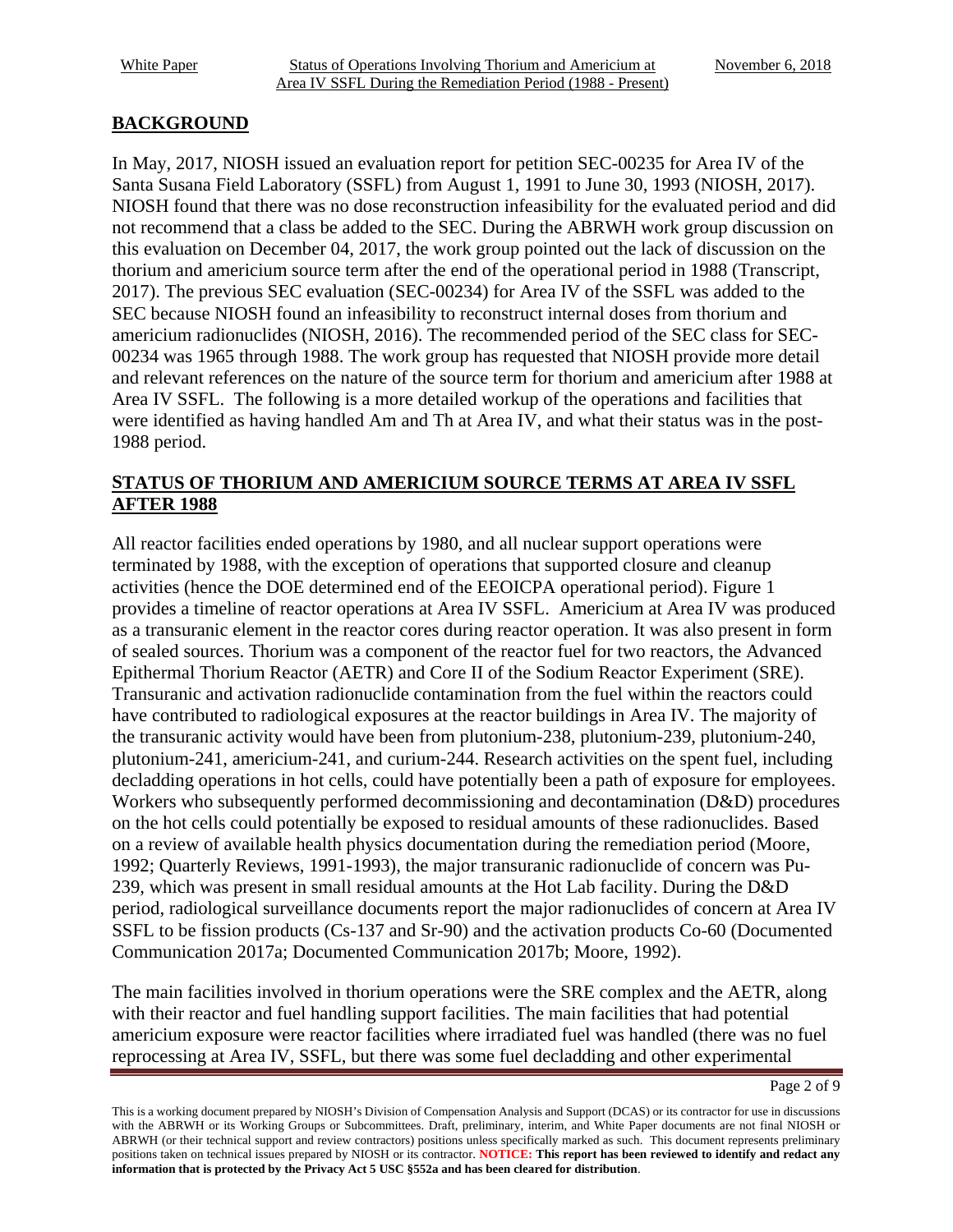## BACKGROUND

In May, 2017, NIOSH issued an evaluation report for petition SEC-00235 for Area IV of the Santa Susana Field Laboratory (SSFL) from August 1, 1991 to June 30, 1993 (NIOSH, 2017). NIOSH found that there was no dose reconstruction infeasibility for the evaluated period and did not recommend that a class be added to the SEC. During the ABRWH work group discussion on this evaluation on December 04, 2017, the work group pointed out the lack of discussion on the thorium and americium source term after the end of the operational period in 1988 (Transcript, 2017). The previous SEC evaluation (SEC-00234) for Area IV of the SSFL was added to the SEC because NIOSH found an infeasibility to reconstruct internal doses from thorium and americium radionuclides (NIOSH, 2016). The recommended period of the SEC class for SEC-00234 was 1965 through 1988. The work group has requested that NIOSH provide more detail and relevant references on the nature of the source term for thorium and americium after 1988 at Area IV SSFL. The following is a more detailed workup of the operations and facilities that were identified as having handled Am and Th at Area IV, and what their status was in the post-1988 period.

## STATUS OF THORIUM AND AMERICIUM SOURCE TERMS AT AREA IV SSFL AFTER 1988

All reactor facilities ended operations by 1980, and all nuclear support operations were terminated by 1988, with the exception of operations that supported closure and cleanup activities (hence the DOE determined end of the EEOICPA operational period). Figure 1 provides a timeline of reactor operations at Area IV SSFL. Americium at Area IV was produced as a transuranic element in the reactor cores during reactor operation. It was also present in form of sealed sources. Thorium was a component of the reactor fuel for two reactors, the Advanced Epithermal Thorium Reactor (AETR) and Core II of the Sodium Reactor Experiment (SRE). Transuranic and activation radionuclide contamination from the fuel within the reactors could have contributed to radiological exposures at the reactor buildings in Area IV. The majority of the transuranic activity would have been from plutonium-238, plutonium-239, plutonium-240, plutonium-241, americium-241, and curium-244. Research activities on the spent fuel, including decladding operations in hot cells, could have potentially been a path of exposure for employees. Workers who subsequently performed decommissioning and decontamination (D&D) procedures on the hot cells could potentially be exposed to residual amounts of these radionuclides. Based on a review of available health physics documentation during the remediation period (Moore, 1992; Quarterly Reviews, 1991-1993), the major transuranic radionuclide of concern was Pu-239, which was present in small residual amounts at the Hot Lab facility. During the D&D period, radiological surveillance documents report the major radionuclides of concern at Area IV SSFL to be fission products (Cs-137 and Sr-90) and the activation products Co-60 (Documented Communication 2017a; Documented Communication 2017b; Moore, 1992).

The main facilities involved in thorium operations were the SRE complex and the AETR, along with their reactor and fuel handling support facilities. The main facilities that had potential americium exposure were reactor facilities where irradiated fuel was handled (there was no fuel reprocessing at Area IV, SSFL, but there was some fuel decladding and other experimental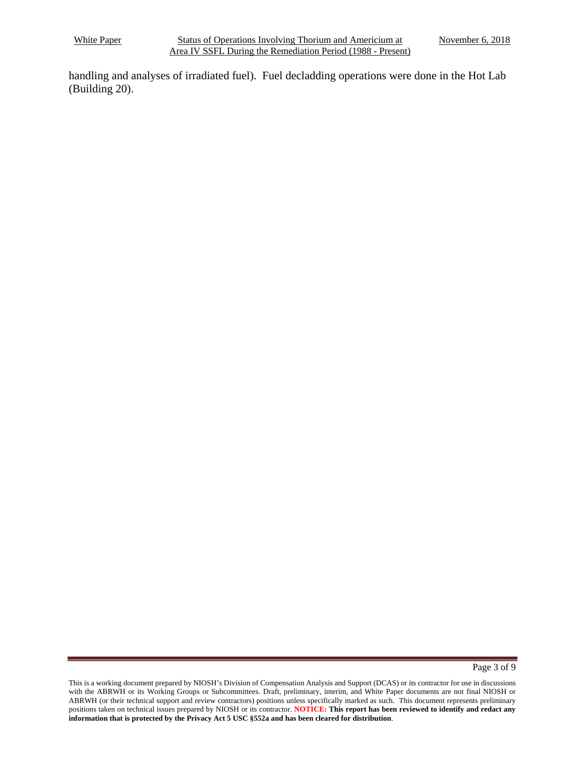handling and analyses of irradiated fuel). Fuel decladding operations were done in the Hot Lab (Building 20).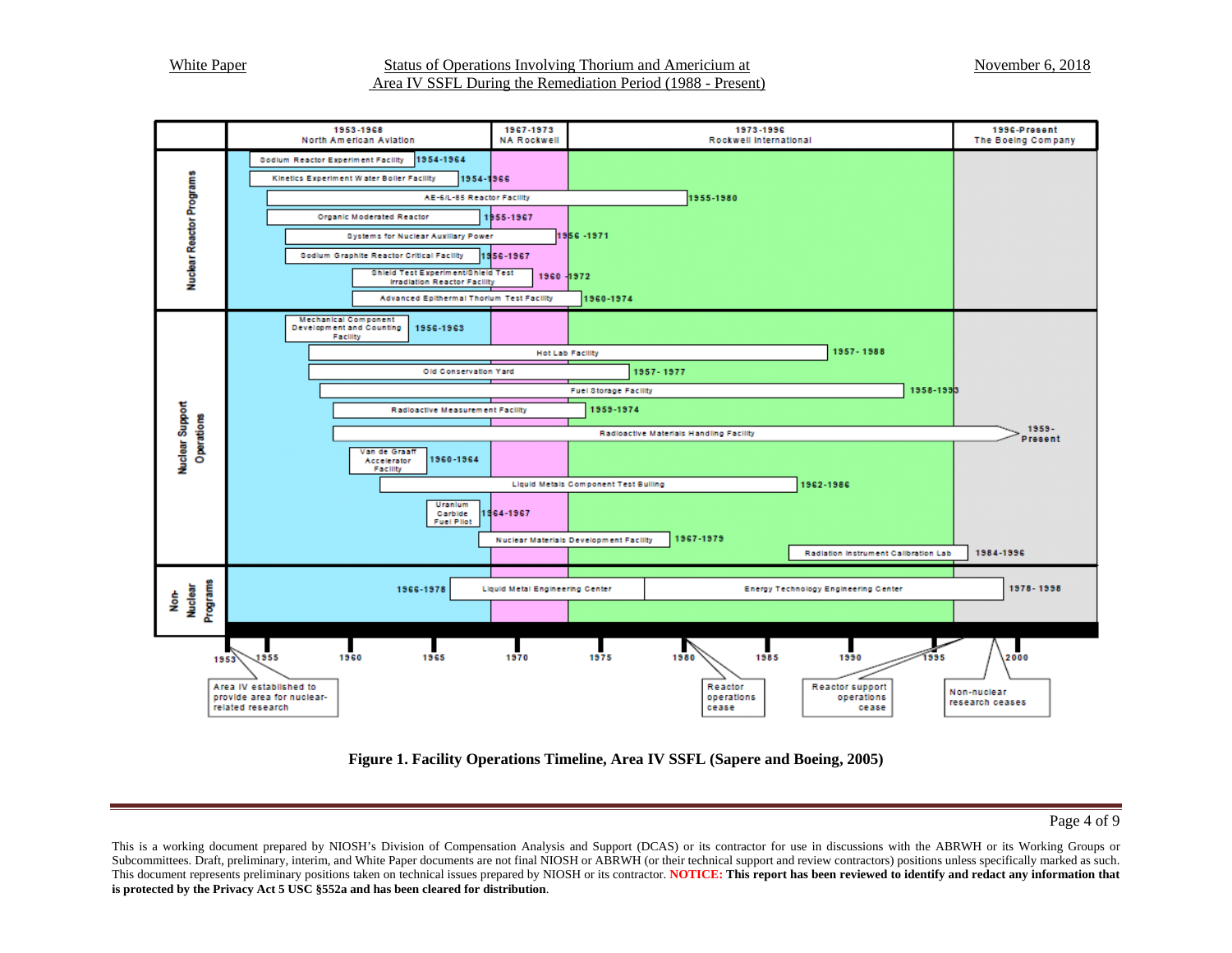| | 1953-1968 North American Aviation | 1967-1973 NA Rockwell | 1973-1996 Rockwell International | 1996-Present The Boeing Company |
|---|---|---|---|---|
| **Nuclear Reactor Programs** | | | | |
| Sodium Reactor Experiment Facility | 1954-1964 | | | |
| Kinetics Experiment Water Boiler Facility | 1954-1966 | | | |
| AE-6/L-85 Reactor Facility | 1955-1980 | | | |
| Organic Moderated Reactor | 1955-1967 | | | |
| Systems for Nuclear Auxiliary Power | 1956-1971 | | | |
| Sodium Graphite Reactor Critical Facility | 1956-1967 | | | |
| Shield Test Experiment/Shield Test Irradiation Reactor Facility | 1960-1972 | | | |
| Advanced Epithermal Thorium Test Facility | 1960-1974 | | | |
| **Nuclear Support Operations** | | | | |
| Mechanical Component Development and Counting Facility | 1956-1963 | | | |
| Hot Lab Facility | 1957-1988 | | | |
| Old Conservation Yard | 1957-1977 | | | |
| Fuel Storage Facility | 1958-1993 | | | |
| Radioactive Measurement Facility | 1959-1974 | | | |
| Radioactive Materials Handling Facility | 1959-Present | | | |
| Van de Graaff Accelerator Facility | 1960-1964 | | | |
| Liquid Metals Component Test Builing | 1962-1986 | | | |
| Uranium Carbide Fuel Pilot | 1964-1967 | | | |
| Nuclear Materials Development Facility | 1967-1979 | | | |
| Radiation Instrument Calibration Lab | 1984-1996 | | | |
| **Non-Nuclear Programs** | | | | |
| Liquid Metal Engineering Center | 1966-1978 | | | |
| Energy Technology Engineering Center | 1978-1998 | | | |

Timeline notes: 1953 – Area IV established to provide area for nuclear-related research; 1980 – Reactor operations cease; 1996 – Reactor support operations cease; 1998 – Non-nuclear research ceases.

**Figure 1. Facility Operations Timeline, Area IV SSFL (Sapere and Boeing, 2005)**

This is a working document prepared by NIOSH's Division of Compensation Analysis and Support (DCAS) or its contractor for use in discussions with the ABRWH or its Working Groups or Subcommittees. Draft, preliminary, interim, and White Paper documents are not final NIOSH or ABRWH (or their technical support and review contractors) positions unless specifically marked as such. This document represents preliminary positions taken on technical issues prepared by NIOSH or its contractor. **NOTICE: This report has been reviewed to identify and redact any information that is protected by the Privacy Act 5 USC §552a and has been cleared for distribution**.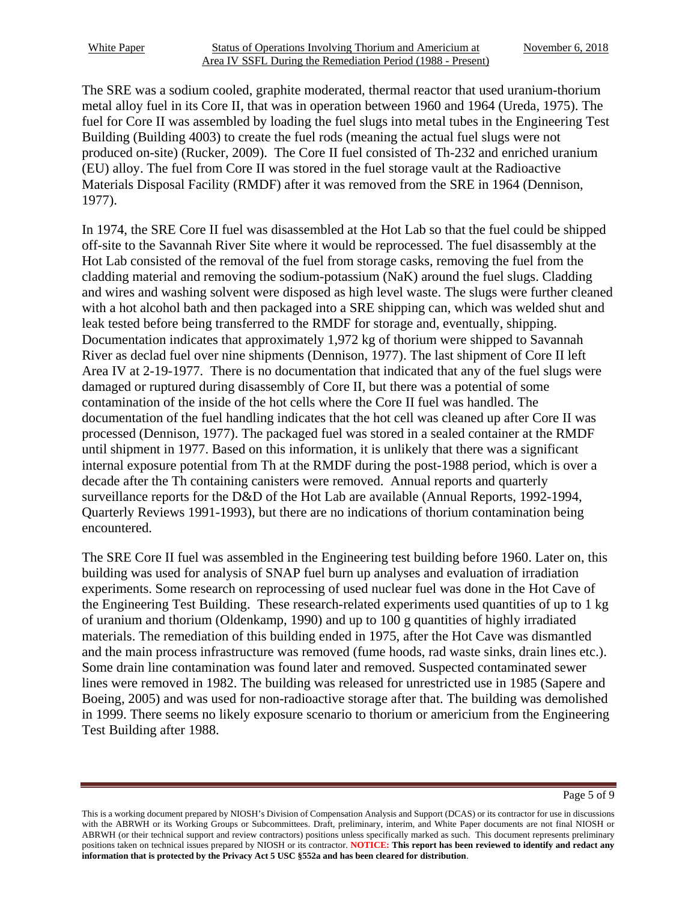The SRE was a sodium cooled, graphite moderated, thermal reactor that used uranium-thorium metal alloy fuel in its Core II, that was in operation between 1960 and 1964 (Ureda, 1975). The fuel for Core II was assembled by loading the fuel slugs into metal tubes in the Engineering Test Building (Building 4003) to create the fuel rods (meaning the actual fuel slugs were not produced on-site) (Rucker, 2009). The Core II fuel consisted of Th-232 and enriched uranium (EU) alloy. The fuel from Core II was stored in the fuel storage vault at the Radioactive Materials Disposal Facility (RMDF) after it was removed from the SRE in 1964 (Dennison, 1977).

In 1974, the SRE Core II fuel was disassembled at the Hot Lab so that the fuel could be shipped off-site to the Savannah River Site where it would be reprocessed. The fuel disassembly at the Hot Lab consisted of the removal of the fuel from storage casks, removing the fuel from the cladding material and removing the sodium-potassium (NaK) around the fuel slugs. Cladding and wires and washing solvent were disposed as high level waste. The slugs were further cleaned with a hot alcohol bath and then packaged into a SRE shipping can, which was welded shut and leak tested before being transferred to the RMDF for storage and, eventually, shipping. Documentation indicates that approximately 1,972 kg of thorium were shipped to Savannah River as declad fuel over nine shipments (Dennison, 1977). The last shipment of Core II left Area IV at 2-19-1977. There is no documentation that indicated that any of the fuel slugs were damaged or ruptured during disassembly of Core II, but there was a potential of some contamination of the inside of the hot cells where the Core II fuel was handled. The documentation of the fuel handling indicates that the hot cell was cleaned up after Core II was processed (Dennison, 1977). The packaged fuel was stored in a sealed container at the RMDF until shipment in 1977. Based on this information, it is unlikely that there was a significant internal exposure potential from Th at the RMDF during the post-1988 period, which is over a decade after the Th containing canisters were removed. Annual reports and quarterly surveillance reports for the D&D of the Hot Lab are available (Annual Reports, 1992-1994, Quarterly Reviews 1991-1993), but there are no indications of thorium contamination being encountered.

The SRE Core II fuel was assembled in the Engineering test building before 1960. Later on, this building was used for analysis of SNAP fuel burn up analyses and evaluation of irradiation experiments. Some research on reprocessing of used nuclear fuel was done in the Hot Cave of the Engineering Test Building. These research-related experiments used quantities of up to 1 kg of uranium and thorium (Oldenkamp, 1990) and up to 100 g quantities of highly irradiated materials. The remediation of this building ended in 1975, after the Hot Cave was dismantled and the main process infrastructure was removed (fume hoods, rad waste sinks, drain lines etc.). Some drain line contamination was found later and removed. Suspected contaminated sewer lines were removed in 1982. The building was released for unrestricted use in 1985 (Sapere and Boeing, 2005) and was used for non-radioactive storage after that. The building was demolished in 1999. There seems no likely exposure scenario to thorium or americium from the Engineering Test Building after 1988.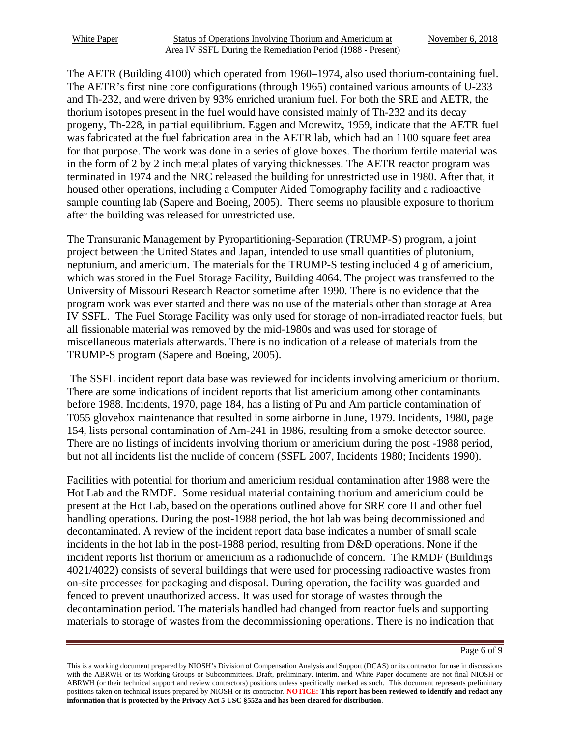The AETR (Building 4100) which operated from 1960–1974, also used thorium-containing fuel. The AETR's first nine core configurations (through 1965) contained various amounts of U-233 and Th-232, and were driven by 93% enriched uranium fuel. For both the SRE and AETR, the thorium isotopes present in the fuel would have consisted mainly of Th-232 and its decay progeny, Th-228, in partial equilibrium. Eggen and Morewitz, 1959, indicate that the AETR fuel was fabricated at the fuel fabrication area in the AETR lab, which had an 1100 square feet area for that purpose. The work was done in a series of glove boxes. The thorium fertile material was in the form of 2 by 2 inch metal plates of varying thicknesses. The AETR reactor program was terminated in 1974 and the NRC released the building for unrestricted use in 1980. After that, it housed other operations, including a Computer Aided Tomography facility and a radioactive sample counting lab (Sapere and Boeing, 2005). There seems no plausible exposure to thorium after the building was released for unrestricted use.

The Transuranic Management by Pyropartitioning-Separation (TRUMP-S) program, a joint project between the United States and Japan, intended to use small quantities of plutonium, neptunium, and americium. The materials for the TRUMP-S testing included 4 g of americium, which was stored in the Fuel Storage Facility, Building 4064. The project was transferred to the University of Missouri Research Reactor sometime after 1990. There is no evidence that the program work was ever started and there was no use of the materials other than storage at Area IV SSFL. The Fuel Storage Facility was only used for storage of non-irradiated reactor fuels, but all fissionable material was removed by the mid-1980s and was used for storage of miscellaneous materials afterwards. There is no indication of a release of materials from the TRUMP-S program (Sapere and Boeing, 2005).

The SSFL incident report data base was reviewed for incidents involving americium or thorium. There are some indications of incident reports that list americium among other contaminants before 1988. Incidents, 1970, page 184, has a listing of Pu and Am particle contamination of T055 glovebox maintenance that resulted in some airborne in June, 1979. Incidents, 1980, page 154, lists personal contamination of Am-241 in 1986, resulting from a smoke detector source. There are no listings of incidents involving thorium or americium during the post -1988 period, but not all incidents list the nuclide of concern (SSFL 2007, Incidents 1980; Incidents 1990).

Facilities with potential for thorium and americium residual contamination after 1988 were the Hot Lab and the RMDF. Some residual material containing thorium and americium could be present at the Hot Lab, based on the operations outlined above for SRE core II and other fuel handling operations. During the post-1988 period, the hot lab was being decommissioned and decontaminated. A review of the incident report data base indicates a number of small scale incidents in the hot lab in the post-1988 period, resulting from D&D operations. None if the incident reports list thorium or americium as a radionuclide of concern. The RMDF (Buildings 4021/4022) consists of several buildings that were used for processing radioactive wastes from on-site processes for packaging and disposal. During operation, the facility was guarded and fenced to prevent unauthorized access. It was used for storage of wastes through the decontamination period. The materials handled had changed from reactor fuels and supporting materials to storage of wastes from the decommissioning operations. There is no indication that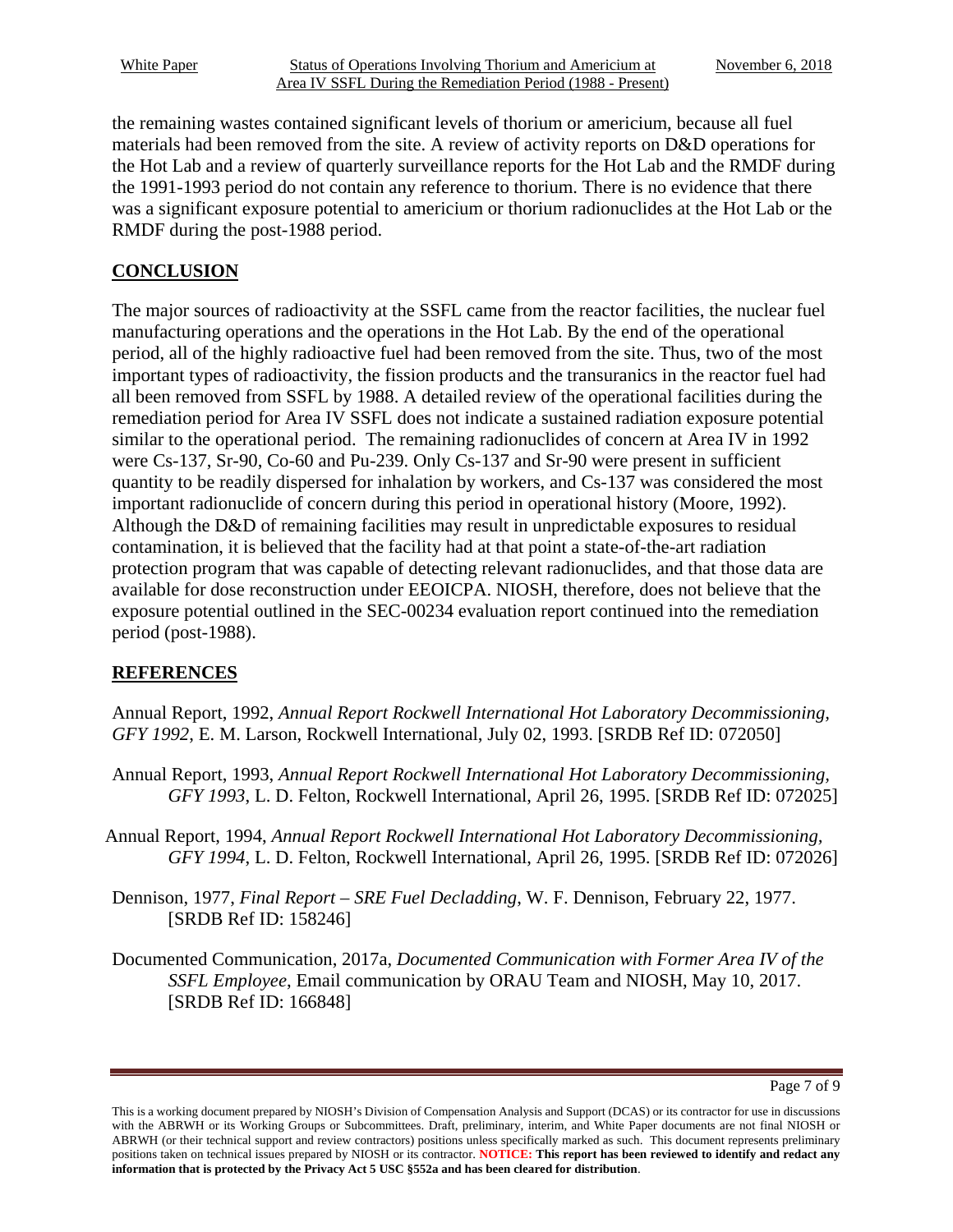the remaining wastes contained significant levels of thorium or americium, because all fuel materials had been removed from the site. A review of activity reports on D&D operations for the Hot Lab and a review of quarterly surveillance reports for the Hot Lab and the RMDF during the 1991-1993 period do not contain any reference to thorium. There is no evidence that there was a significant exposure potential to americium or thorium radionuclides at the Hot Lab or the RMDF during the post-1988 period.

## CONCLUSION

The major sources of radioactivity at the SSFL came from the reactor facilities, the nuclear fuel manufacturing operations and the operations in the Hot Lab. By the end of the operational period, all of the highly radioactive fuel had been removed from the site. Thus, two of the most important types of radioactivity, the fission products and the transuranics in the reactor fuel had all been removed from SSFL by 1988. A detailed review of the operational facilities during the remediation period for Area IV SSFL does not indicate a sustained radiation exposure potential similar to the operational period. The remaining radionuclides of concern at Area IV in 1992 were Cs-137, Sr-90, Co-60 and Pu-239. Only Cs-137 and Sr-90 were present in sufficient quantity to be readily dispersed for inhalation by workers, and Cs-137 was considered the most important radionuclide of concern during this period in operational history (Moore, 1992). Although the D&D of remaining facilities may result in unpredictable exposures to residual contamination, it is believed that the facility had at that point a state-of-the-art radiation protection program that was capable of detecting relevant radionuclides, and that those data are available for dose reconstruction under EEOICPA. NIOSH, therefore, does not believe that the exposure potential outlined in the SEC-00234 evaluation report continued into the remediation period (post-1988).

## REFERENCES

Annual Report, 1992, *Annual Report Rockwell International Hot Laboratory Decommissioning, GFY 1992*, E. M. Larson, Rockwell International, July 02, 1993. [SRDB Ref ID: 072050]

Annual Report, 1993, *Annual Report Rockwell International Hot Laboratory Decommissioning, GFY 1993*, L. D. Felton, Rockwell International, April 26, 1995. [SRDB Ref ID: 072025]

Annual Report, 1994, *Annual Report Rockwell International Hot Laboratory Decommissioning, GFY 1994*, L. D. Felton, Rockwell International, April 26, 1995. [SRDB Ref ID: 072026]

Dennison, 1977, *Final Report – SRE Fuel Decladding*, W. F. Dennison, February 22, 1977. [SRDB Ref ID: 158246]

Documented Communication, 2017a, *Documented Communication with Former Area IV of the SSFL Employee*, Email communication by ORAU Team and NIOSH, May 10, 2017. [SRDB Ref ID: 166848]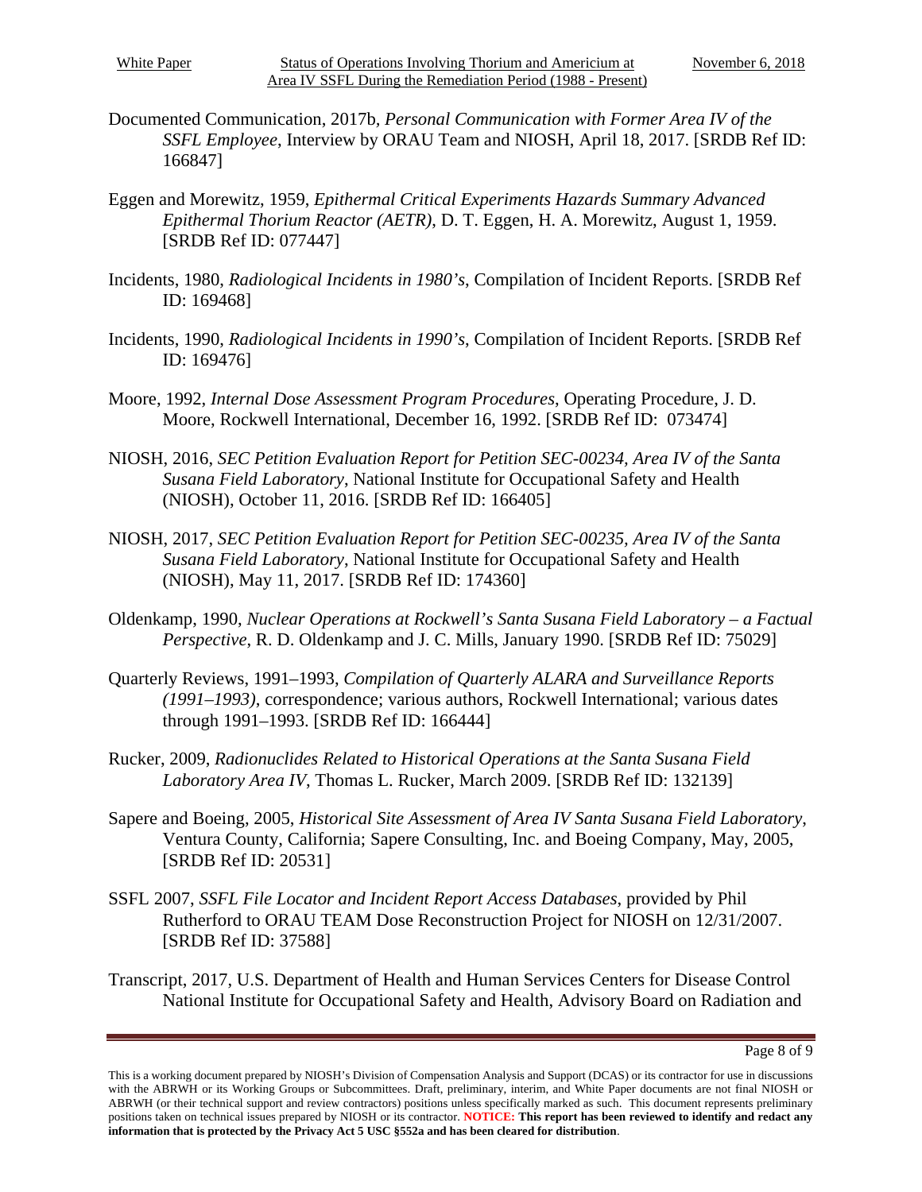Documented Communication, 2017b, *Personal Communication with Former Area IV of the SSFL Employee*, Interview by ORAU Team and NIOSH, April 18, 2017. [SRDB Ref ID: 166847]

Eggen and Morewitz, 1959, *Epithermal Critical Experiments Hazards Summary Advanced Epithermal Thorium Reactor (AETR)*, D. T. Eggen, H. A. Morewitz, August 1, 1959. [SRDB Ref ID: 077447]

Incidents, 1980, *Radiological Incidents in 1980's*, Compilation of Incident Reports. [SRDB Ref ID: 169468]

Incidents, 1990, *Radiological Incidents in 1990's*, Compilation of Incident Reports. [SRDB Ref ID: 169476]

Moore, 1992, *Internal Dose Assessment Program Procedures*, Operating Procedure, J. D. Moore, Rockwell International, December 16, 1992. [SRDB Ref ID: 073474]

NIOSH, 2016, *SEC Petition Evaluation Report for Petition SEC-00234, Area IV of the Santa Susana Field Laboratory*, National Institute for Occupational Safety and Health (NIOSH), October 11, 2016. [SRDB Ref ID: 166405]

NIOSH, 2017, *SEC Petition Evaluation Report for Petition SEC-00235, Area IV of the Santa Susana Field Laboratory*, National Institute for Occupational Safety and Health (NIOSH), May 11, 2017. [SRDB Ref ID: 174360]

Oldenkamp, 1990, *Nuclear Operations at Rockwell's Santa Susana Field Laboratory – a Factual Perspective*, R. D. Oldenkamp and J. C. Mills, January 1990. [SRDB Ref ID: 75029]

Quarterly Reviews, 1991–1993, *Compilation of Quarterly ALARA and Surveillance Reports (1991–1993)*, correspondence; various authors, Rockwell International; various dates through 1991–1993. [SRDB Ref ID: 166444]

Rucker, 2009, *Radionuclides Related to Historical Operations at the Santa Susana Field Laboratory Area IV*, Thomas L. Rucker, March 2009. [SRDB Ref ID: 132139]

Sapere and Boeing, 2005, *Historical Site Assessment of Area IV Santa Susana Field Laboratory*, Ventura County, California; Sapere Consulting, Inc. and Boeing Company, May, 2005, [SRDB Ref ID: 20531]

SSFL 2007, *SSFL File Locator and Incident Report Access Databases*, provided by Phil Rutherford to ORAU TEAM Dose Reconstruction Project for NIOSH on 12/31/2007. [SRDB Ref ID: 37588]

Transcript, 2017, U.S. Department of Health and Human Services Centers for Disease Control National Institute for Occupational Safety and Health, Advisory Board on Radiation and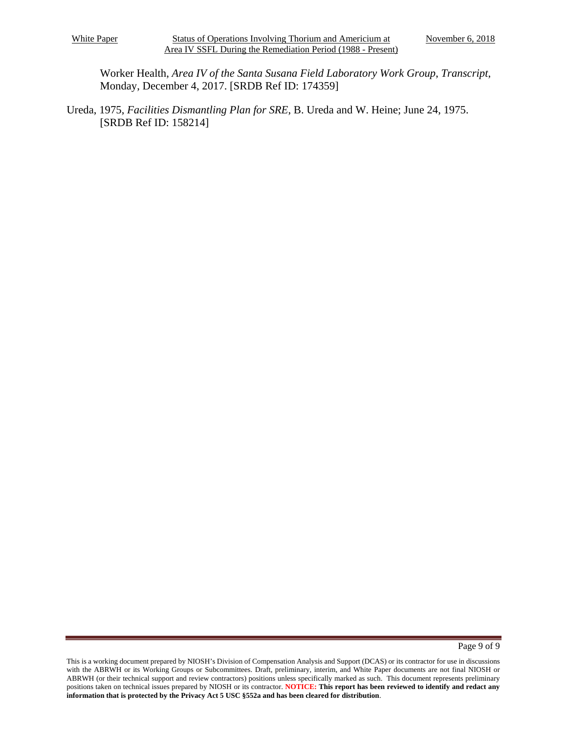Worker Health, *Area IV of the Santa Susana Field Laboratory Work Group*, *Transcript*, Monday, December 4, 2017. [SRDB Ref ID: 174359]

Ureda, 1975, *Facilities Dismantling Plan for SRE*, B. Ureda and W. Heine; June 24, 1975. [SRDB Ref ID: 158214]